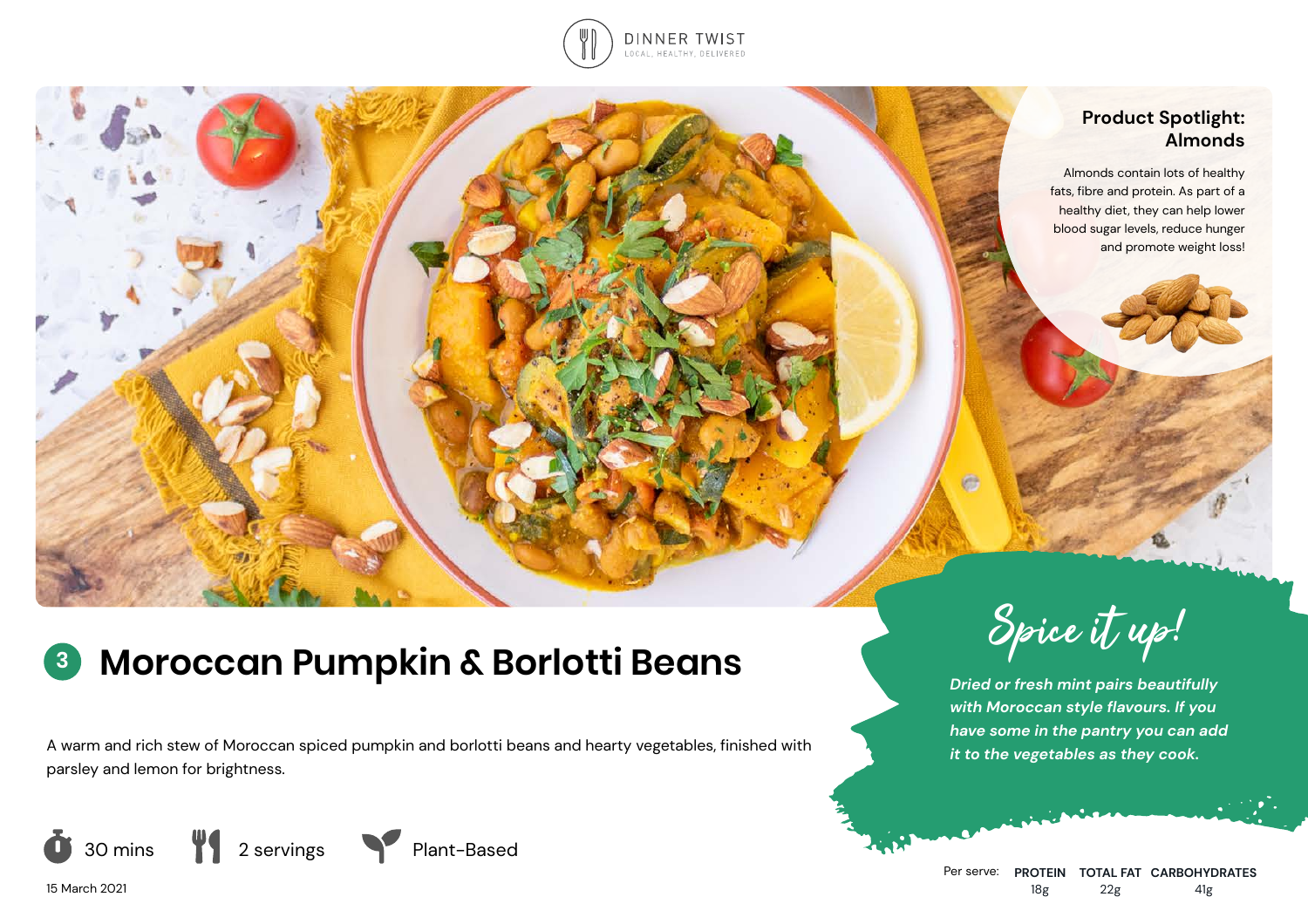DINNER TWIST

LOCAL, HEALTHY, DELIVERED

## Product Spotlight: Almonds

Almonds contain lots of healthy fats, fibre and protein. As part of a healthy diet, they can help lower blood sugar levels, reduce hunger and promote weight loss!

# 3 Moroccan Pumpkin & Borlotti Beans

A warm and rich stew of Moroccan spiced pumpkin and borlotti beans and hearty vegetables, finished with parsley and lemon for brightness.

30 mins | 2 servings | Plant-Based

15 March 2021

## Spice it up!

*Dried or fresh mint pairs beautifully with Moroccan style flavours. If you have some in the pantry you can add it to the vegetables as they cook.*

| Per serve: | PROTEIN | TOTAL FAT | CARBOHYDRATES |
|---|---|---|---|
| | 18g | 22g | 41g |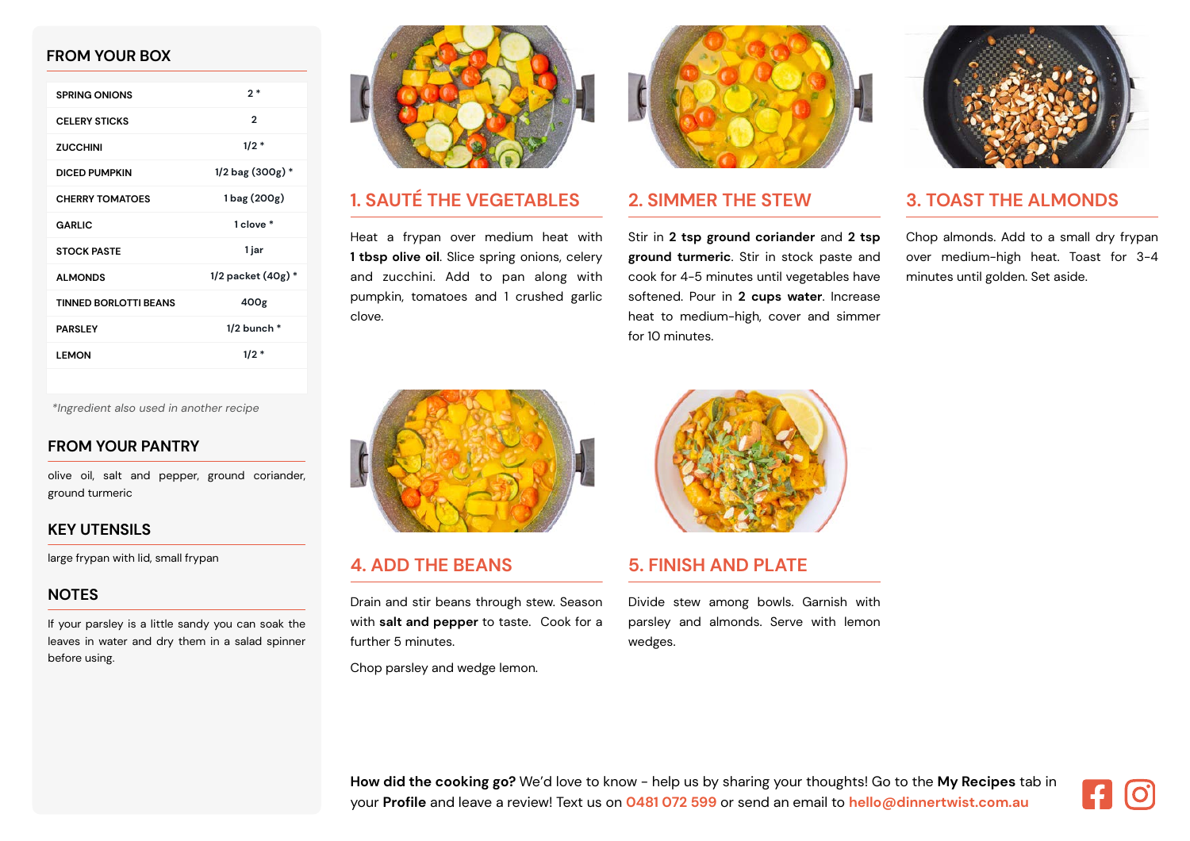## FROM YOUR BOX

| | |
|---|---|
| SPRING ONIONS | 2 * |
| CELERY STICKS | 2 |
| ZUCCHINI | 1/2 * |
| DICED PUMPKIN | 1/2 bag (300g) * |
| CHERRY TOMATOES | 1 bag (200g) |
| GARLIC | 1 clove * |
| STOCK PASTE | 1 jar |
| ALMONDS | 1/2 packet (40g) * |
| TINNED BORLOTTI BEANS | 400g |
| PARSLEY | 1/2 bunch * |
| LEMON | 1/2 * |

*\*Ingredient also used in another recipe*

## FROM YOUR PANTRY

olive oil, salt and pepper, ground coriander, ground turmeric

## KEY UTENSILS

large frypan with lid, small frypan

## NOTES

If your parsley is a little sandy you can soak the leaves in water and dry them in a salad spinner before using.

## 1. SAUTÉ THE VEGETABLES

Heat a frypan over medium heat with **1 tbsp olive oil**. Slice spring onions, celery and zucchini. Add to pan along with pumpkin, tomatoes and 1 crushed garlic clove.

## 2. SIMMER THE STEW

Stir in **2 tsp ground coriander** and **2 tsp ground turmeric**. Stir in stock paste and cook for 4-5 minutes until vegetables have softened. Pour in **2 cups water**. Increase heat to medium-high, cover and simmer for 10 minutes.

## 3. TOAST THE ALMONDS

Chop almonds. Add to a small dry frypan over medium-high heat. Toast for 3-4 minutes until golden. Set aside.

## 4. ADD THE BEANS

Drain and stir beans through stew. Season with **salt and pepper** to taste. Cook for a further 5 minutes.

Chop parsley and wedge lemon.

## 5. FINISH AND PLATE

Divide stew among bowls. Garnish with parsley and almonds. Serve with lemon wedges.

**How did the cooking go?** We'd love to know - help us by sharing your thoughts! Go to the **My Recipes** tab in your **Profile** and leave a review! Text us on 0481 072 599 or send an email to hello@dinnertwist.com.au